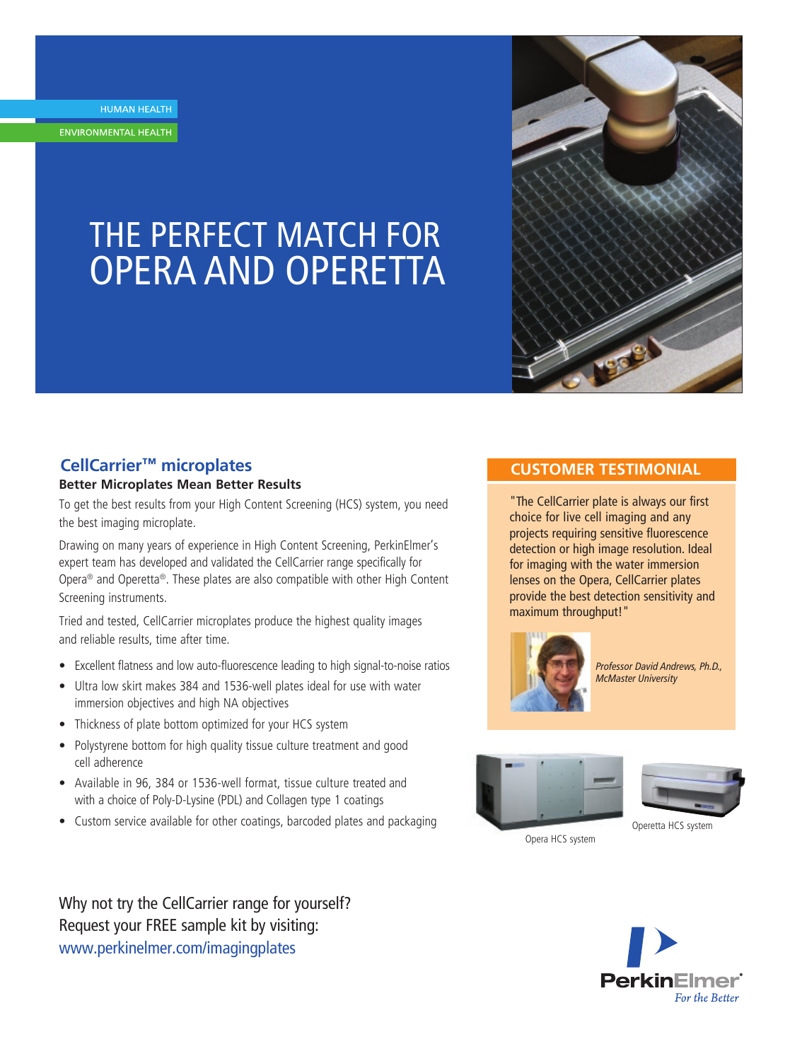HUMAN HEALTH

ENVIRONMENTAL HEALTH

# THE PERFECT MATCH FOR OPERA AND OPERETTA

## CellCarrier™ microplates

**Better Microplates Mean Better Results**

To get the best results from your High Content Screening (HCS) system, you need the best imaging microplate.

Drawing on many years of experience in High Content Screening, PerkinElmer's expert team has developed and validated the CellCarrier range specifically for Opera® and Operetta®. These plates are also compatible with other High Content Screening instruments.

Tried and tested, CellCarrier microplates produce the highest quality images and reliable results, time after time.

- Excellent flatness and low auto-fluorescence leading to high signal-to-noise ratios
- Ultra low skirt makes 384 and 1536-well plates ideal for use with water immersion objectives and high NA objectives
- Thickness of plate bottom optimized for your HCS system
- Polystyrene bottom for high quality tissue culture treatment and good cell adherence
- Available in 96, 384 or 1536-well format, tissue culture treated and with a choice of Poly-D-Lysine (PDL) and Collagen type 1 coatings
- Custom service available for other coatings, barcoded plates and packaging

## CUSTOMER TESTIMONIAL

"The CellCarrier plate is always our first choice for live cell imaging and any projects requiring sensitive fluorescence detection or high image resolution. Ideal for imaging with the water immersion lenses on the Opera, CellCarrier plates provide the best detection sensitivity and maximum throughput!"

*Professor David Andrews, Ph.D., McMaster University*

Opera HCS system

Operetta HCS system

Why not try the CellCarrier range for yourself?
Request your FREE sample kit by visiting:
www.perkinelmer.com/imagingplates

PerkinElmer
*For the Better*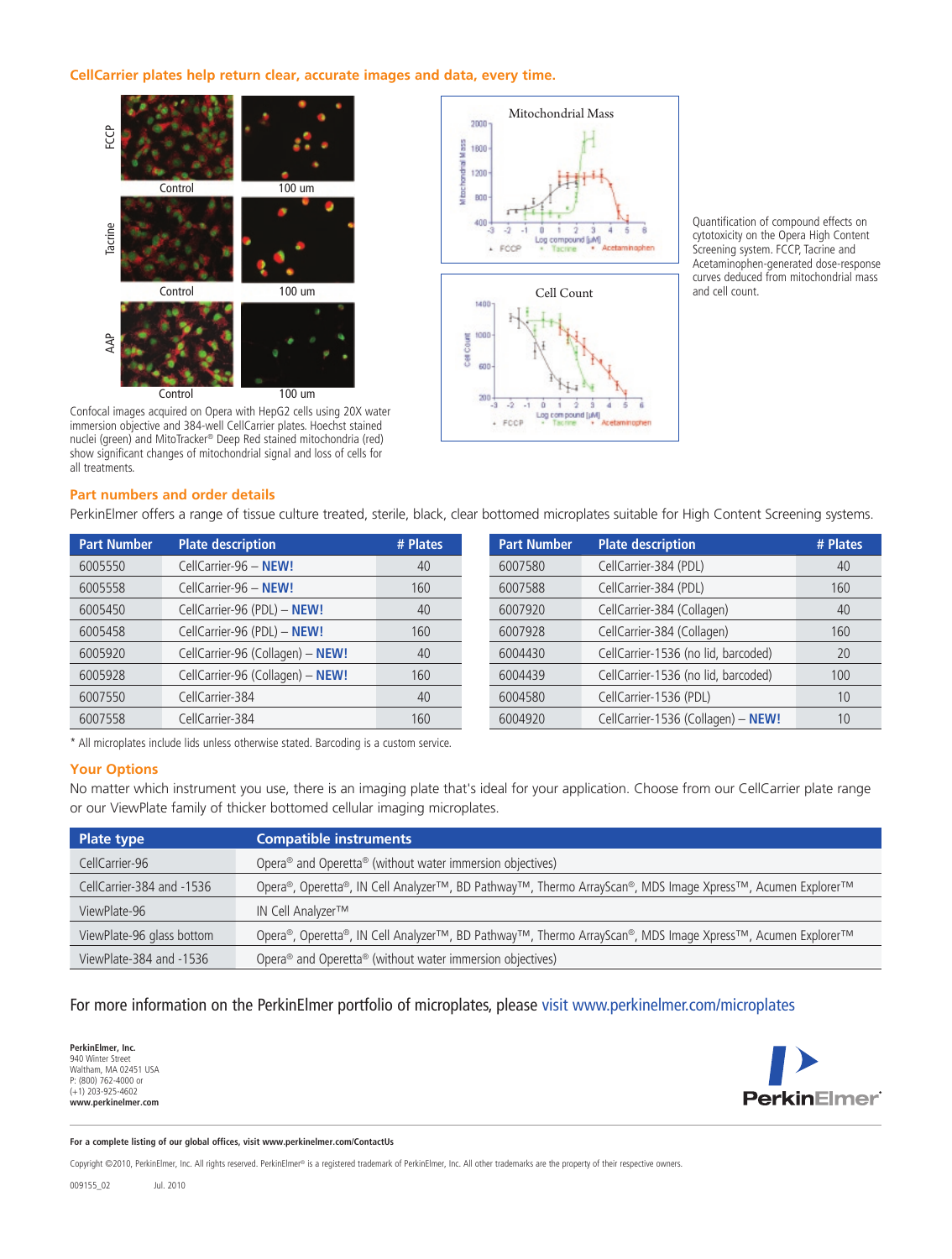## CellCarrier plates help return clear, accurate images and data, every time.

FCCP

Control

100 um

Tacrine

Control

100 um

AAP

Control

100 um

Confocal images acquired on Opera with HepG2 cells using 20X water immersion objective and 384-well CellCarrier plates. Hoechst stained nuclei (green) and MitoTracker® Deep Red stained mitochondria (red) show significant changes of mitochondrial signal and loss of cells for all treatments.

Mitochondrial Mass

Mitochondrial Mass

2000

1600

1200

800

400

-3 -2 -1 0 1 2 3 4 5 6

Log compound [μM]

FCCP Tacrine Acetaminophen

Cell Count

Cell Count

1400

1000

600

200

-3 -2 -1 0 1 2 3 4 5 6

Log compound [μM]

FCCP Tacrine Acetaminophen

Quantification of compound effects on cytotoxicity on the Opera High Content Screening system. FCCP, Tacrine and Acetaminophen-generated dose-response curves deduced from mitochondrial mass and cell count.

## Part numbers and order details

PerkinElmer offers a range of tissue culture treated, sterile, black, clear bottomed microplates suitable for High Content Screening systems.

| Part Number | Plate description | # Plates |
|---|---|---|
| 6005550 | CellCarrier-96 – **NEW!** | 40 |
| 6005558 | CellCarrier-96 – **NEW!** | 160 |
| 6005450 | CellCarrier-96 (PDL) – **NEW!** | 40 |
| 6005458 | CellCarrier-96 (PDL) – **NEW!** | 160 |
| 6005920 | CellCarrier-96 (Collagen) – **NEW!** | 40 |
| 6005928 | CellCarrier-96 (Collagen) – **NEW!** | 160 |
| 6007550 | CellCarrier-384 | 40 |
| 6007558 | CellCarrier-384 | 160 |

| Part Number | Plate description | # Plates |
|---|---|---|
| 6007580 | CellCarrier-384 (PDL) | 40 |
| 6007588 | CellCarrier-384 (PDL) | 160 |
| 6007920 | CellCarrier-384 (Collagen) | 40 |
| 6007928 | CellCarrier-384 (Collagen) | 160 |
| 6004430 | CellCarrier-1536 (no lid, barcoded) | 20 |
| 6004439 | CellCarrier-1536 (no lid, barcoded) | 100 |
| 6004580 | CellCarrier-1536 (PDL) | 10 |
| 6004920 | CellCarrier-1536 (Collagen) – **NEW!** | 10 |

* All microplates include lids unless otherwise stated. Barcoding is a custom service.

## Your Options

No matter which instrument you use, there is an imaging plate that's ideal for your application. Choose from our CellCarrier plate range or our ViewPlate family of thicker bottomed cellular imaging microplates.

| Plate type | Compatible instruments |
|---|---|
| CellCarrier-96 | Opera® and Operetta® (without water immersion objectives) |
| CellCarrier-384 and -1536 | Opera®, Operetta®, IN Cell Analyzer™, BD Pathway™, Thermo ArrayScan®, MDS Image Xpress™, Acumen Explorer™ |
| ViewPlate-96 | IN Cell Analyzer™ |
| ViewPlate-96 glass bottom | Opera®, Operetta®, IN Cell Analyzer™, BD Pathway™, Thermo ArrayScan®, MDS Image Xpress™, Acumen Explorer™ |
| ViewPlate-384 and -1536 | Opera® and Operetta® (without water immersion objectives) |

For more information on the PerkinElmer portfolio of microplates, please visit www.perkinelmer.com/microplates

**PerkinElmer, Inc.**
940 Winter Street
Waltham, MA 02451 USA
P: (800) 762-4000 or
(+1) 203-925-4602
**www.perkinelmer.com**

PerkinElmer®

**For a complete listing of our global offices, visit www.perkinelmer.com/ContactUs**

Copyright ©2010, PerkinElmer, Inc. All rights reserved. PerkinElmer® is a registered trademark of PerkinElmer, Inc. All other trademarks are the property of their respective owners.

009155_02 Jul. 2010